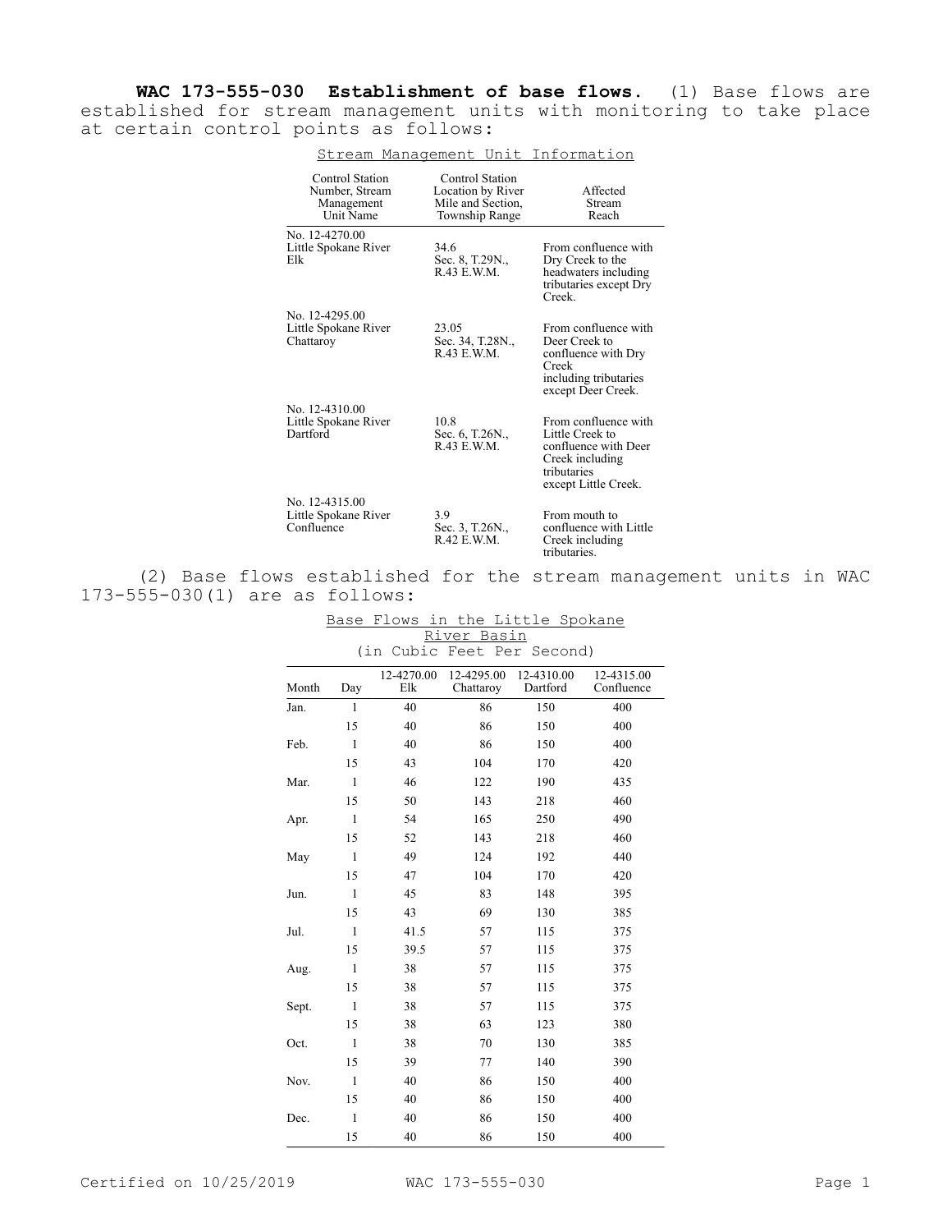**WAC 173-555-030 Establishment of base flows.** (1) Base flows are established for stream management units with monitoring to take place at certain control points as follows:

Stream Management Unit Information

| Control Station Number, Stream Management Unit Name | Control Station Location by River Mile and Section, Township Range | Affected Stream Reach |
|---|---|---|
| No. 12-4270.00 Little Spokane River Elk | 34.6 Sec. 8, T.29N., R.43 E.W.M. | From confluence with Dry Creek to the headwaters including tributaries except Dry Creek. |
| No. 12-4295.00 Little Spokane River Chattaroy | 23.05 Sec. 34, T.28N., R.43 E.W.M. | From confluence with Deer Creek to confluence with Dry Creek including tributaries except Deer Creek. |
| No. 12-4310.00 Little Spokane River Dartford | 10.8 Sec. 6, T.26N., R.43 E.W.M. | From confluence with Little Creek to confluence with Deer Creek including tributaries except Little Creek. |
| No. 12-4315.00 Little Spokane River Confluence | 3.9 Sec. 3, T.26N., R.42 E.W.M. | From mouth to confluence with Little Creek including tributaries. |

(2) Base flows established for the stream management units in WAC 173-555-030(1) are as follows:

Base Flows in the Little Spokane River Basin
(in Cubic Feet Per Second)

| Month | Day | 12-4270.00 Elk | 12-4295.00 Chattaroy | 12-4310.00 Dartford | 12-4315.00 Confluence |
|---|---|---|---|---|---|
| Jan. | 1 | 40 | 86 | 150 | 400 |
| | 15 | 40 | 86 | 150 | 400 |
| Feb. | 1 | 40 | 86 | 150 | 400 |
| | 15 | 43 | 104 | 170 | 420 |
| Mar. | 1 | 46 | 122 | 190 | 435 |
| | 15 | 50 | 143 | 218 | 460 |
| Apr. | 1 | 54 | 165 | 250 | 490 |
| | 15 | 52 | 143 | 218 | 460 |
| May | 1 | 49 | 124 | 192 | 440 |
| | 15 | 47 | 104 | 170 | 420 |
| Jun. | 1 | 45 | 83 | 148 | 395 |
| | 15 | 43 | 69 | 130 | 385 |
| Jul. | 1 | 41.5 | 57 | 115 | 375 |
| | 15 | 39.5 | 57 | 115 | 375 |
| Aug. | 1 | 38 | 57 | 115 | 375 |
| | 15 | 38 | 57 | 115 | 375 |
| Sept. | 1 | 38 | 57 | 115 | 375 |
| | 15 | 38 | 63 | 123 | 380 |
| Oct. | 1 | 38 | 70 | 130 | 385 |
| | 15 | 39 | 77 | 140 | 390 |
| Nov. | 1 | 40 | 86 | 150 | 400 |
| | 15 | 40 | 86 | 150 | 400 |
| Dec. | 1 | 40 | 86 | 150 | 400 |
| | 15 | 40 | 86 | 150 | 400 |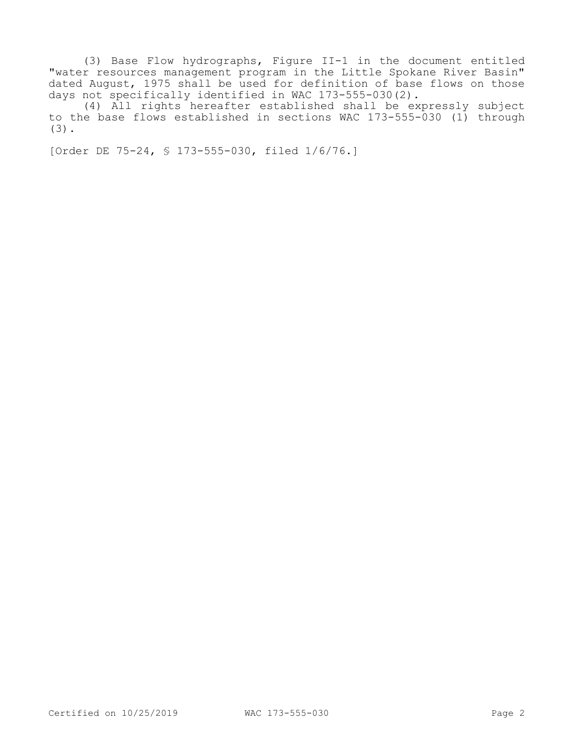(3) Base Flow hydrographs, Figure II-1 in the document entitled "water resources management program in the Little Spokane River Basin" dated August, 1975 shall be used for definition of base flows on those days not specifically identified in WAC 173-555-030(2).

(4) All rights hereafter established shall be expressly subject to the base flows established in sections WAC 173-555-030 (1) through (3).

[Order DE 75-24, § 173-555-030, filed 1/6/76.]